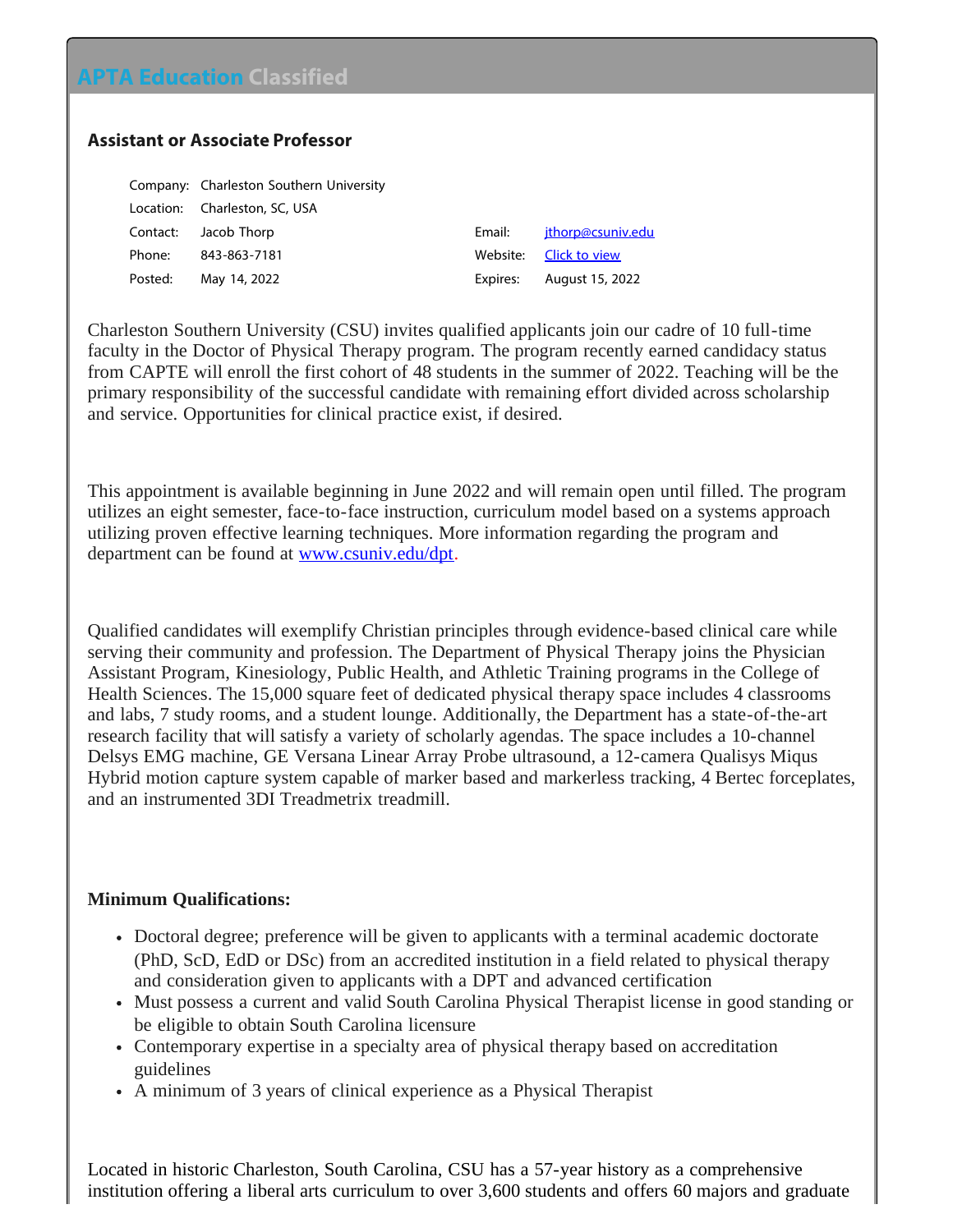## APTA Education Classified

### Assistant or Associate Professor

| | | | |
|---|---|---|---|
| Company: | Charleston Southern University | | |
| Location: | Charleston, SC, USA | | |
| Contact: | Jacob Thorp | Email: | jthorp@csuniv.edu |
| Phone: | 843-863-7181 | Website: | Click to view |
| Posted: | May 14, 2022 | Expires: | August 15, 2022 |

Charleston Southern University (CSU) invites qualified applicants join our cadre of 10 full-time faculty in the Doctor of Physical Therapy program. The program recently earned candidacy status from CAPTE will enroll the first cohort of 48 students in the summer of 2022. Teaching will be the primary responsibility of the successful candidate with remaining effort divided across scholarship and service. Opportunities for clinical practice exist, if desired.

This appointment is available beginning in June 2022 and will remain open until filled. The program utilizes an eight semester, face-to-face instruction, curriculum model based on a systems approach utilizing proven effective learning techniques. More information regarding the program and department can be found at www.csuniv.edu/dpt.

Qualified candidates will exemplify Christian principles through evidence-based clinical care while serving their community and profession. The Department of Physical Therapy joins the Physician Assistant Program, Kinesiology, Public Health, and Athletic Training programs in the College of Health Sciences. The 15,000 square feet of dedicated physical therapy space includes 4 classrooms and labs, 7 study rooms, and a student lounge. Additionally, the Department has a state-of-the-art research facility that will satisfy a variety of scholarly agendas. The space includes a 10-channel Delsys EMG machine, GE Versana Linear Array Probe ultrasound, a 12-camera Qualisys Miqus Hybrid motion capture system capable of marker based and markerless tracking, 4 Bertec forceplates, and an instrumented 3DI Treadmetrix treadmill.

**Minimum Qualifications:**

- Doctoral degree; preference will be given to applicants with a terminal academic doctorate (PhD, ScD, EdD or DSc) from an accredited institution in a field related to physical therapy and consideration given to applicants with a DPT and advanced certification
- Must possess a current and valid South Carolina Physical Therapist license in good standing or be eligible to obtain South Carolina licensure
- Contemporary expertise in a specialty area of physical therapy based on accreditation guidelines
- A minimum of 3 years of clinical experience as a Physical Therapist

Located in historic Charleston, South Carolina, CSU has a 57-year history as a comprehensive institution offering a liberal arts curriculum to over 3,600 students and offers 60 majors and graduate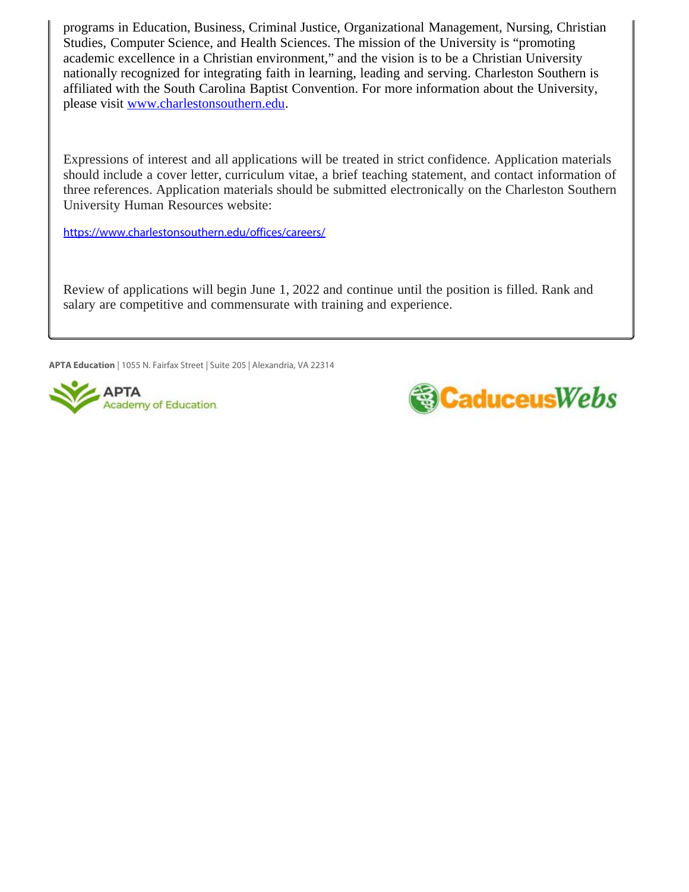programs in Education, Business, Criminal Justice, Organizational Management, Nursing, Christian Studies, Computer Science, and Health Sciences. The mission of the University is "promoting academic excellence in a Christian environment," and the vision is to be a Christian University nationally recognized for integrating faith in learning, leading and serving. Charleston Southern is affiliated with the South Carolina Baptist Convention. For more information about the University, please visit www.charlestonsouthern.edu.

Expressions of interest and all applications will be treated in strict confidence. Application materials should include a cover letter, curriculum vitae, a brief teaching statement, and contact information of three references. Application materials should be submitted electronically on the Charleston Southern University Human Resources website:

https://www.charlestonsouthern.edu/offices/careers/

Review of applications will begin June 1, 2022 and continue until the position is filled. Rank and salary are competitive and commensurate with training and experience.

**APTA Education** | 1055 N. Fairfax Street | Suite 205 | Alexandria, VA 22314

APTA Academy of Education

CaduceusWebs